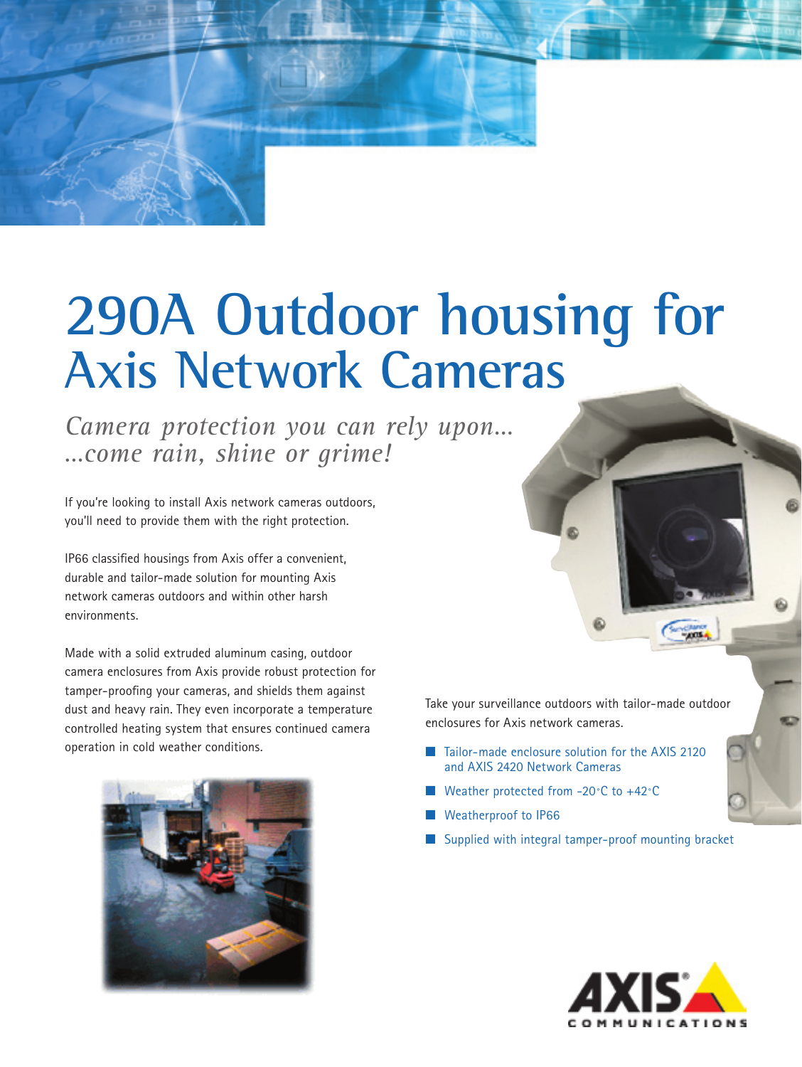# 290A Outdoor housing for Axis Network Cameras

*Camera protection you can rely upon...*
*...come rain, shine or grime!*

If you're looking to install Axis network cameras outdoors, you'll need to provide them with the right protection.

IP66 classified housings from Axis offer a convenient, durable and tailor-made solution for mounting Axis network cameras outdoors and within other harsh environments.

Made with a solid extruded aluminum casing, outdoor camera enclosures from Axis provide robust protection for tamper-proofing your cameras, and shields them against dust and heavy rain. They even incorporate a temperature controlled heating system that ensures continued camera operation in cold weather conditions.

Take your surveillance outdoors with tailor-made outdoor enclosures for Axis network cameras.

- Tailor-made enclosure solution for the AXIS 2120 and AXIS 2420 Network Cameras
- Weather protected from -20°C to +42°C
- Weatherproof to IP66
- Supplied with integral tamper-proof mounting bracket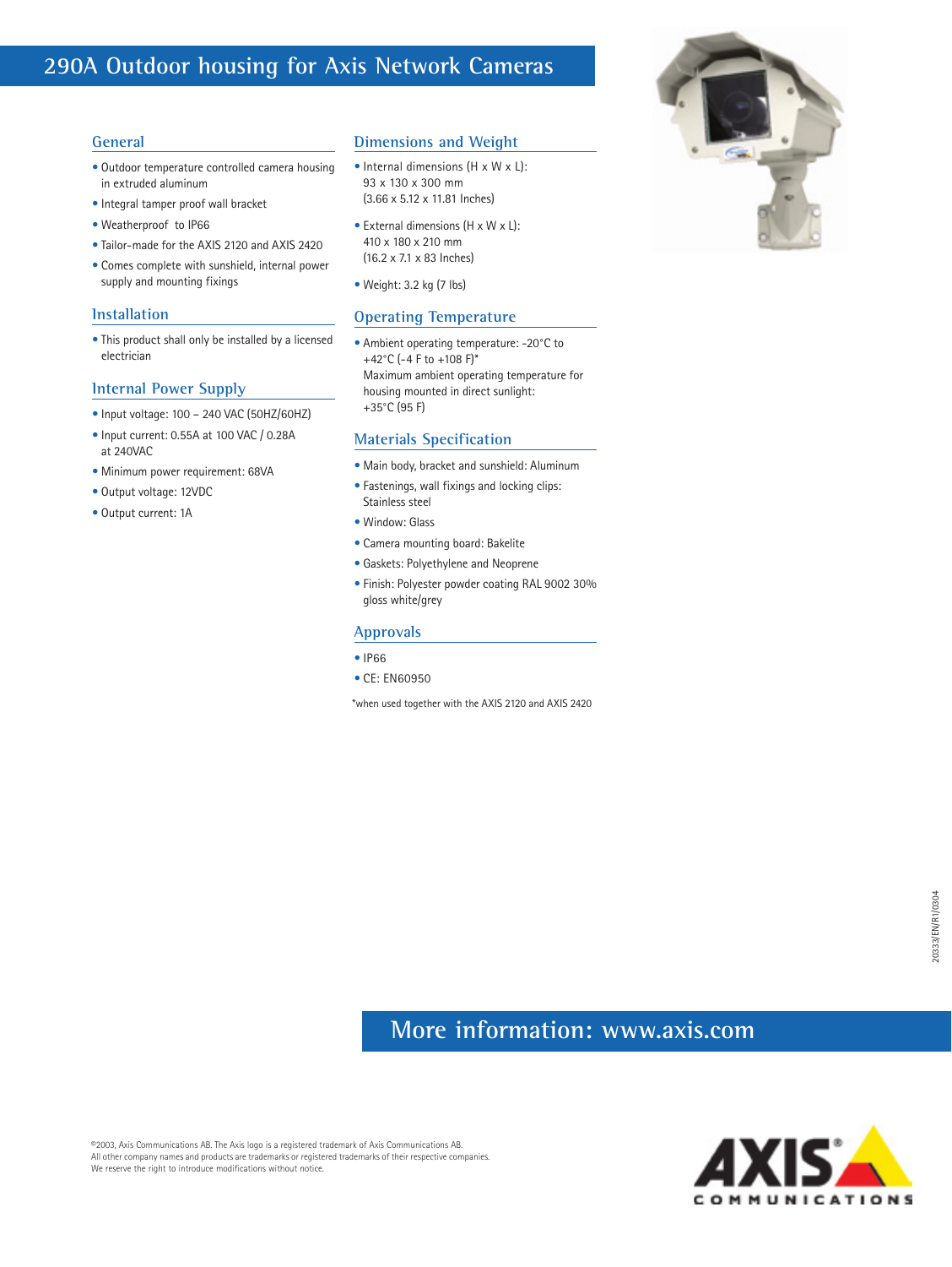# 290A Outdoor housing for Axis Network Cameras

## General

- Outdoor temperature controlled camera housing in extruded aluminum
- Integral tamper proof wall bracket
- Weatherproof to IP66
- Tailor-made for the AXIS 2120 and AXIS 2420
- Comes complete with sunshield, internal power supply and mounting fixings

## Installation

- This product shall only be installed by a licensed electrician

## Internal Power Supply

- Input voltage: 100 – 240 VAC (50HZ/60HZ)
- Input current: 0.55A at 100 VAC / 0.28A at 240VAC
- Minimum power requirement: 68VA
- Output voltage: 12VDC
- Output current: 1A

## Dimensions and Weight

- Internal dimensions (H x W x L): 93 x 130 x 300 mm (3.66 x 5.12 x 11.81 Inches)
- External dimensions (H x W x L): 410 x 180 x 210 mm (16.2 x 7.1 x 83 Inches)
- Weight: 3.2 kg (7 lbs)

## Operating Temperature

- Ambient operating temperature: -20°C to +42°C (-4 F to +108 F)*
  Maximum ambient operating temperature for housing mounted in direct sunlight: +35°C (95 F)

## Materials Specification

- Main body, bracket and sunshield: Aluminum
- Fastenings, wall fixings and locking clips: Stainless steel
- Window: Glass
- Camera mounting board: Bakelite
- Gaskets: Polyethylene and Neoprene
- Finish: Polyester powder coating RAL 9002 30% gloss white/grey

## Approvals

- IP66
- CE: EN60950

*when used together with the AXIS 2120 and AXIS 2420

20333/EN/R1/0304

## More information: www.axis.com

©2003, Axis Communications AB. The Axis logo is a registered trademark of Axis Communications AB.
All other company names and products are trademarks or registered trademarks of their respective companies.
We reserve the right to introduce modifications without notice.

AXIS COMMUNICATIONS